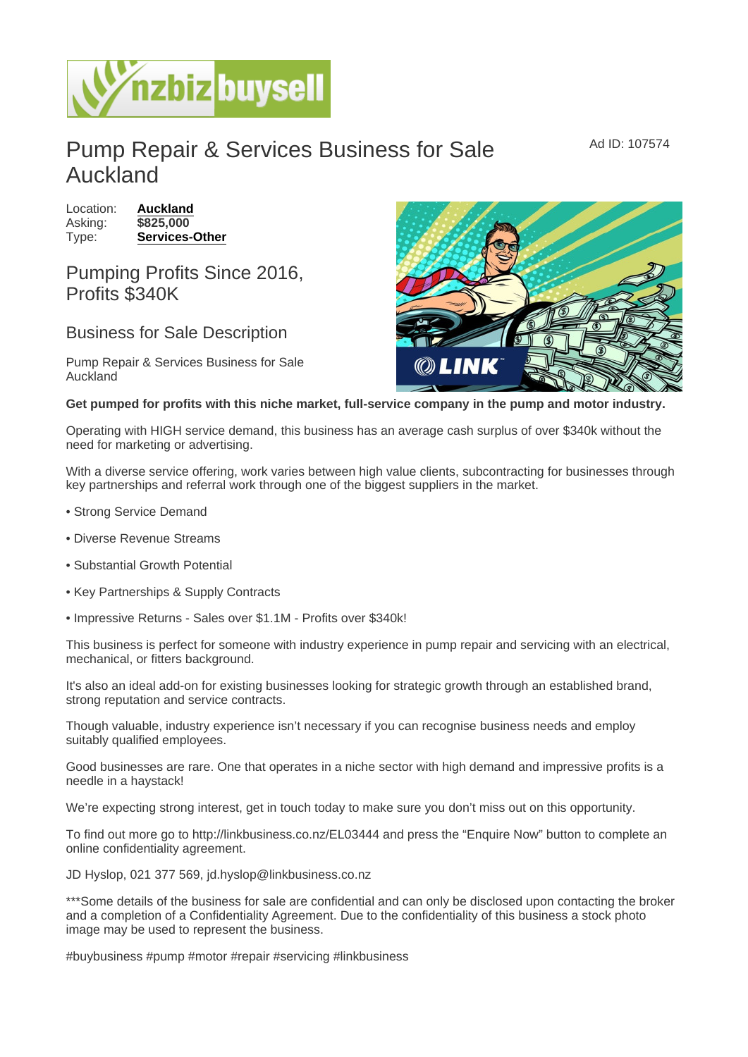# Pump Repair & Services Business for Sale Auckland

Ad ID: 107574

Location: **Auckland**
Asking: **$825,000**
Type: **Services-Other**

## Pumping Profits Since 2016, Profits $340K

## Business for Sale Description

Pump Repair & Services Business for Sale Auckland

**Get pumped for profits with this niche market, full-service company in the pump and motor industry.**

Operating with HIGH service demand, this business has an average cash surplus of over $340k without the need for marketing or advertising.

With a diverse service offering, work varies between high value clients, subcontracting for businesses through key partnerships and referral work through one of the biggest suppliers in the market.

• Strong Service Demand

• Diverse Revenue Streams

• Substantial Growth Potential

• Key Partnerships & Supply Contracts

• Impressive Returns - Sales over $1.1M - Profits over $340k!

This business is perfect for someone with industry experience in pump repair and servicing with an electrical, mechanical, or fitters background.

It's also an ideal add-on for existing businesses looking for strategic growth through an established brand, strong reputation and service contracts.

Though valuable, industry experience isn't necessary if you can recognise business needs and employ suitably qualified employees.

Good businesses are rare. One that operates in a niche sector with high demand and impressive profits is a needle in a haystack!

We're expecting strong interest, get in touch today to make sure you don't miss out on this opportunity.

To find out more go to http://linkbusiness.co.nz/EL03444 and press the "Enquire Now" button to complete an online confidentiality agreement.

JD Hyslop, 021 377 569, jd.hyslop@linkbusiness.co.nz

***Some details of the business for sale are confidential and can only be disclosed upon contacting the broker and a completion of a Confidentiality Agreement. Due to the confidentiality of this business a stock photo image may be used to represent the business.

#buybusiness #pump #motor #repair #servicing #linkbusiness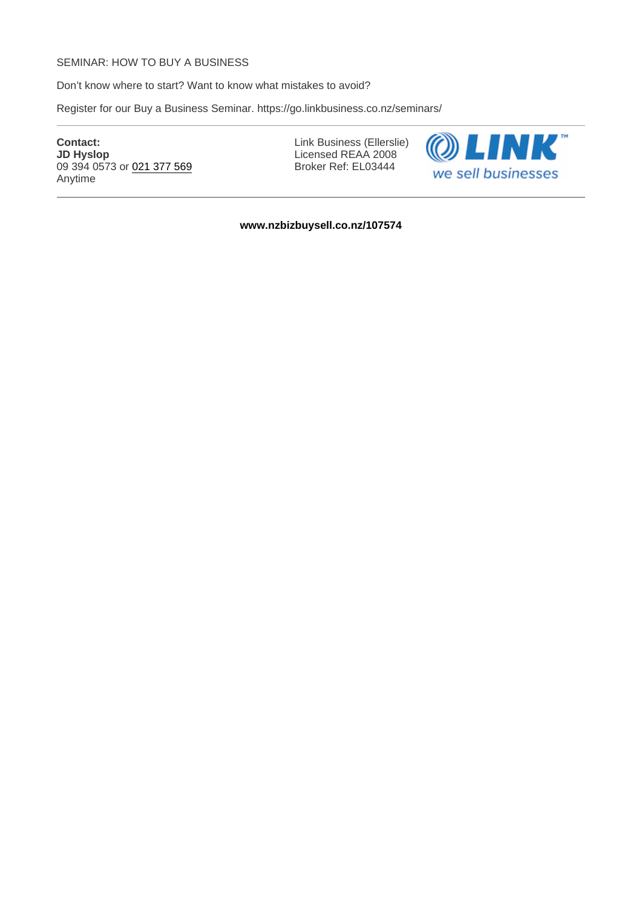SEMINAR: HOW TO BUY A BUSINESS

Don't know where to start? Want to know what mistakes to avoid?

Register for our Buy a Business Seminar. https://go.linkbusiness.co.nz/seminars/

---

**Contact:**
**JD Hyslop**
09 394 0573 or 021 377 569
Anytime

Link Business (Ellerslie)
Licensed REAA 2008
Broker Ref: EL03444

LINK™
we sell businesses

---

**www.nzbizbuysell.co.nz/107574**